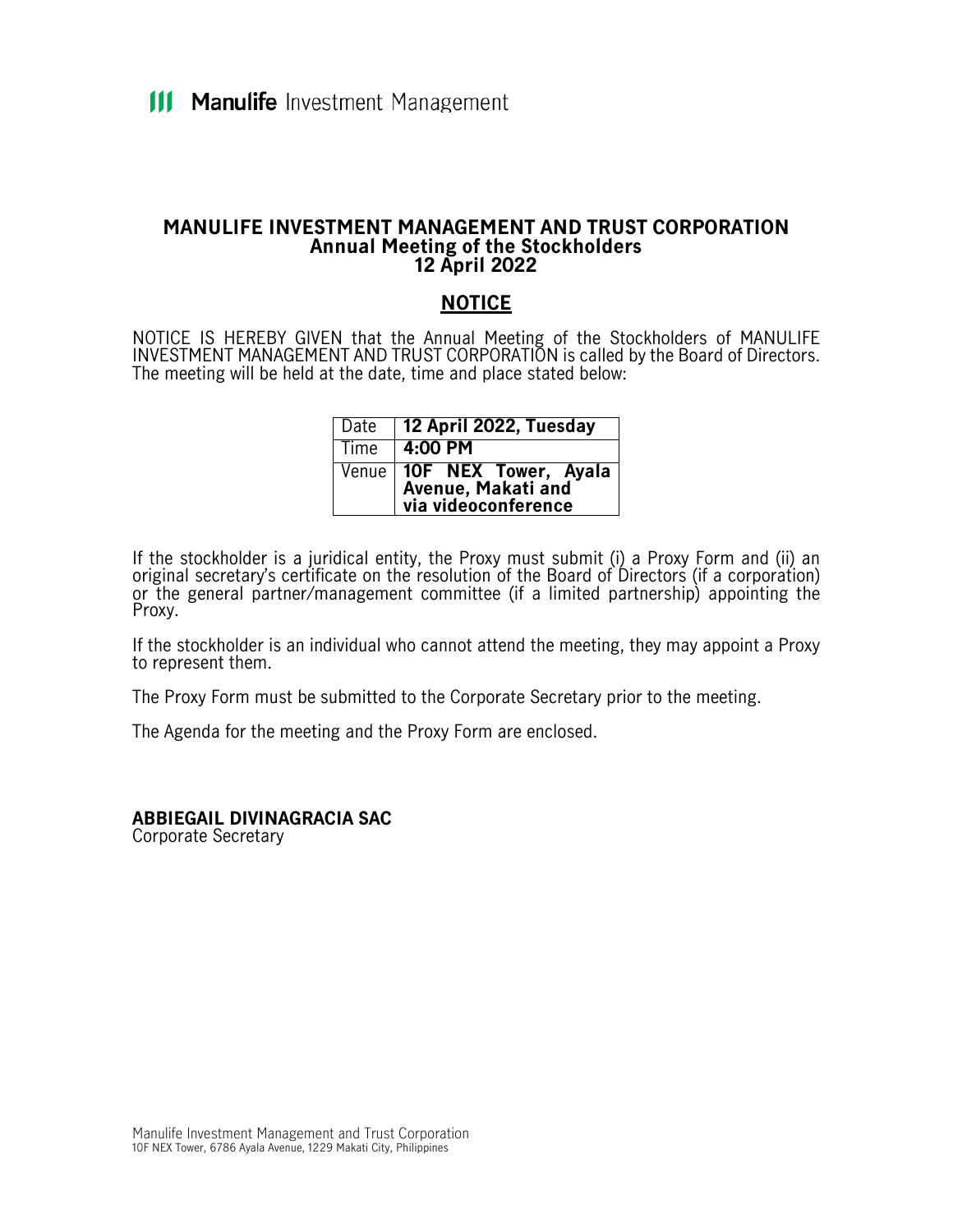Manulife Investment Management

# MANULIFE INVESTMENT MANAGEMENT AND TRUST CORPORATION
## Annual Meeting of the Stockholders
## 12 April 2022

## NOTICE

NOTICE IS HEREBY GIVEN that the Annual Meeting of the Stockholders of MANULIFE INVESTMENT MANAGEMENT AND TRUST CORPORATION is called by the Board of Directors. The meeting will be held at the date, time and place stated below:

| | |
|---|---|
| Date | **12 April 2022, Tuesday** |
| Time | **4:00 PM** |
| Venue | **10F NEX Tower, Ayala Avenue, Makati and via videoconference** |

If the stockholder is a juridical entity, the Proxy must submit (i) a Proxy Form and (ii) an original secretary's certificate on the resolution of the Board of Directors (if a corporation) or the general partner/management committee (if a limited partnership) appointing the Proxy.

If the stockholder is an individual who cannot attend the meeting, they may appoint a Proxy to represent them.

The Proxy Form must be submitted to the Corporate Secretary prior to the meeting.

The Agenda for the meeting and the Proxy Form are enclosed.

**ABBIEGAIL DIVINAGRACIA SAC**
Corporate Secretary

Manulife Investment Management and Trust Corporation
10F NEX Tower, 6786 Ayala Avenue, 1229 Makati City, Philippines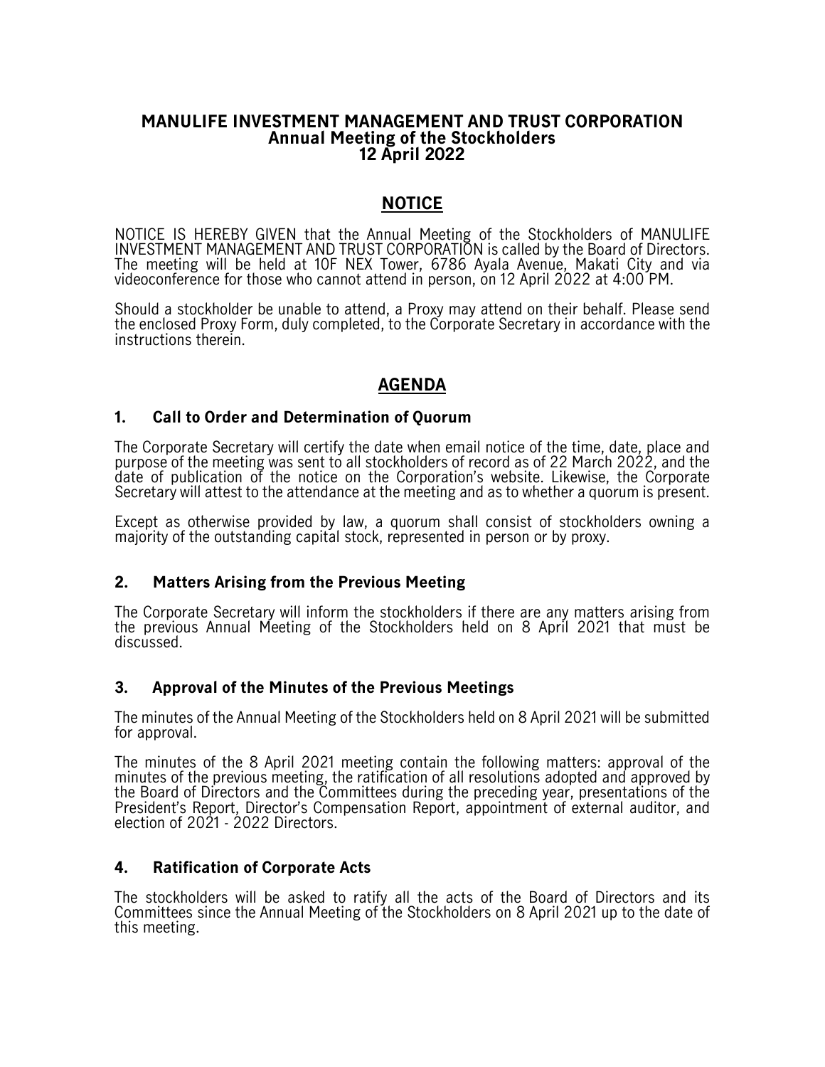# MANULIFE INVESTMENT MANAGEMENT AND TRUST CORPORATION
## Annual Meeting of the Stockholders
## 12 April 2022

## NOTICE

NOTICE IS HEREBY GIVEN that the Annual Meeting of the Stockholders of MANULIFE INVESTMENT MANAGEMENT AND TRUST CORPORATION is called by the Board of Directors. The meeting will be held at 10F NEX Tower, 6786 Ayala Avenue, Makati City and via videoconference for those who cannot attend in person, on 12 April 2022 at 4:00 PM.

Should a stockholder be unable to attend, a Proxy may attend on their behalf. Please send the enclosed Proxy Form, duly completed, to the Corporate Secretary in accordance with the instructions therein.

## AGENDA

### 1. Call to Order and Determination of Quorum

The Corporate Secretary will certify the date when email notice of the time, date, place and purpose of the meeting was sent to all stockholders of record as of 22 March 2022, and the date of publication of the notice on the Corporation's website. Likewise, the Corporate Secretary will attest to the attendance at the meeting and as to whether a quorum is present.

Except as otherwise provided by law, a quorum shall consist of stockholders owning a majority of the outstanding capital stock, represented in person or by proxy.

### 2. Matters Arising from the Previous Meeting

The Corporate Secretary will inform the stockholders if there are any matters arising from the previous Annual Meeting of the Stockholders held on 8 April 2021 that must be discussed.

### 3. Approval of the Minutes of the Previous Meetings

The minutes of the Annual Meeting of the Stockholders held on 8 April 2021 will be submitted for approval.

The minutes of the 8 April 2021 meeting contain the following matters: approval of the minutes of the previous meeting, the ratification of all resolutions adopted and approved by the Board of Directors and the Committees during the preceding year, presentations of the President's Report, Director's Compensation Report, appointment of external auditor, and election of 2021 - 2022 Directors.

### 4. Ratification of Corporate Acts

The stockholders will be asked to ratify all the acts of the Board of Directors and its Committees since the Annual Meeting of the Stockholders on 8 April 2021 up to the date of this meeting.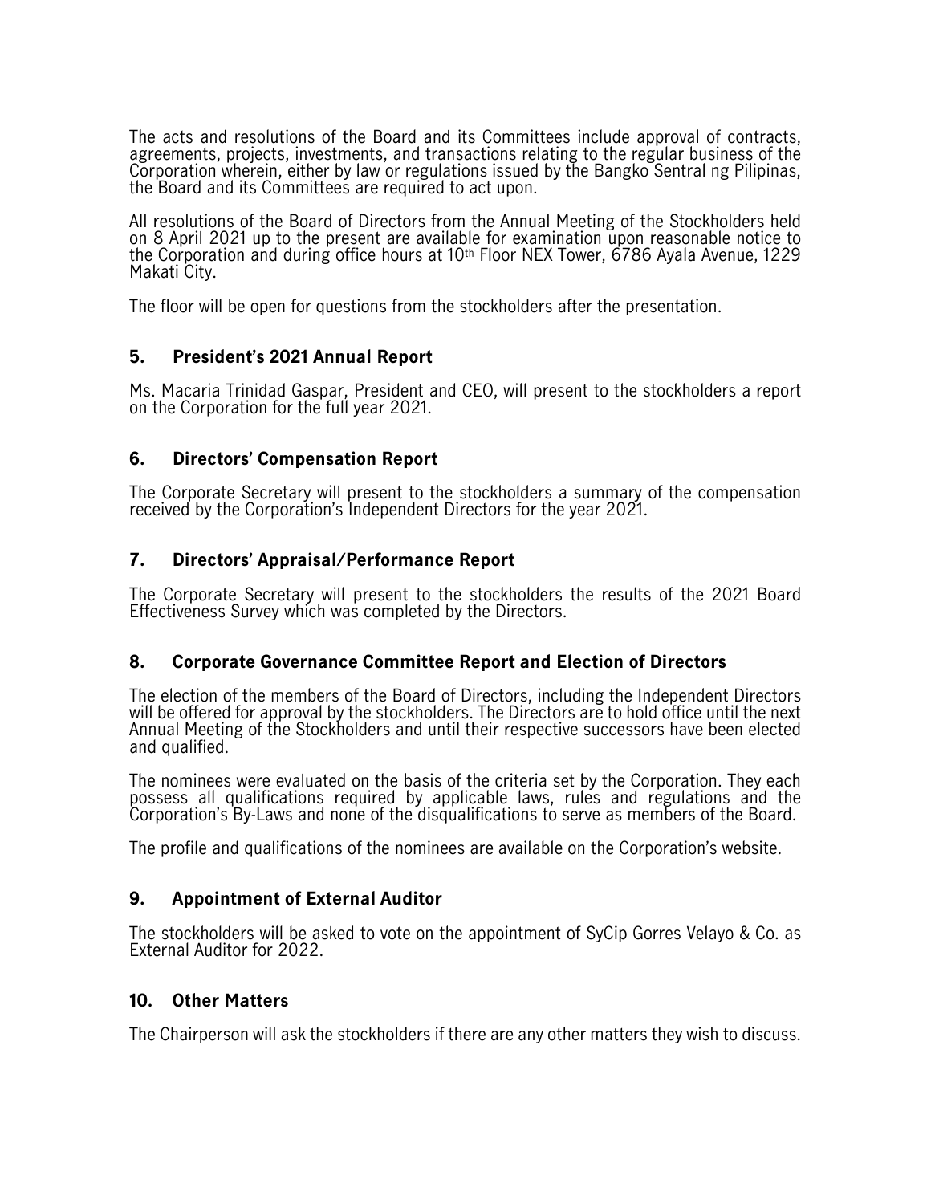The acts and resolutions of the Board and its Committees include approval of contracts, agreements, projects, investments, and transactions relating to the regular business of the Corporation wherein, either by law or regulations issued by the Bangko Sentral ng Pilipinas, the Board and its Committees are required to act upon.

All resolutions of the Board of Directors from the Annual Meeting of the Stockholders held on 8 April 2021 up to the present are available for examination upon reasonable notice to the Corporation and during office hours at 10th Floor NEX Tower, 6786 Ayala Avenue, 1229 Makati City.

The floor will be open for questions from the stockholders after the presentation.

## 5. President's 2021 Annual Report

Ms. Macaria Trinidad Gaspar, President and CEO, will present to the stockholders a report on the Corporation for the full year 2021.

## 6. Directors' Compensation Report

The Corporate Secretary will present to the stockholders a summary of the compensation received by the Corporation's Independent Directors for the year 2021.

## 7. Directors' Appraisal/Performance Report

The Corporate Secretary will present to the stockholders the results of the 2021 Board Effectiveness Survey which was completed by the Directors.

## 8. Corporate Governance Committee Report and Election of Directors

The election of the members of the Board of Directors, including the Independent Directors will be offered for approval by the stockholders. The Directors are to hold office until the next Annual Meeting of the Stockholders and until their respective successors have been elected and qualified.

The nominees were evaluated on the basis of the criteria set by the Corporation. They each possess all qualifications required by applicable laws, rules and regulations and the Corporation's By-Laws and none of the disqualifications to serve as members of the Board.

The profile and qualifications of the nominees are available on the Corporation's website.

## 9. Appointment of External Auditor

The stockholders will be asked to vote on the appointment of SyCip Gorres Velayo & Co. as External Auditor for 2022.

## 10. Other Matters

The Chairperson will ask the stockholders if there are any other matters they wish to discuss.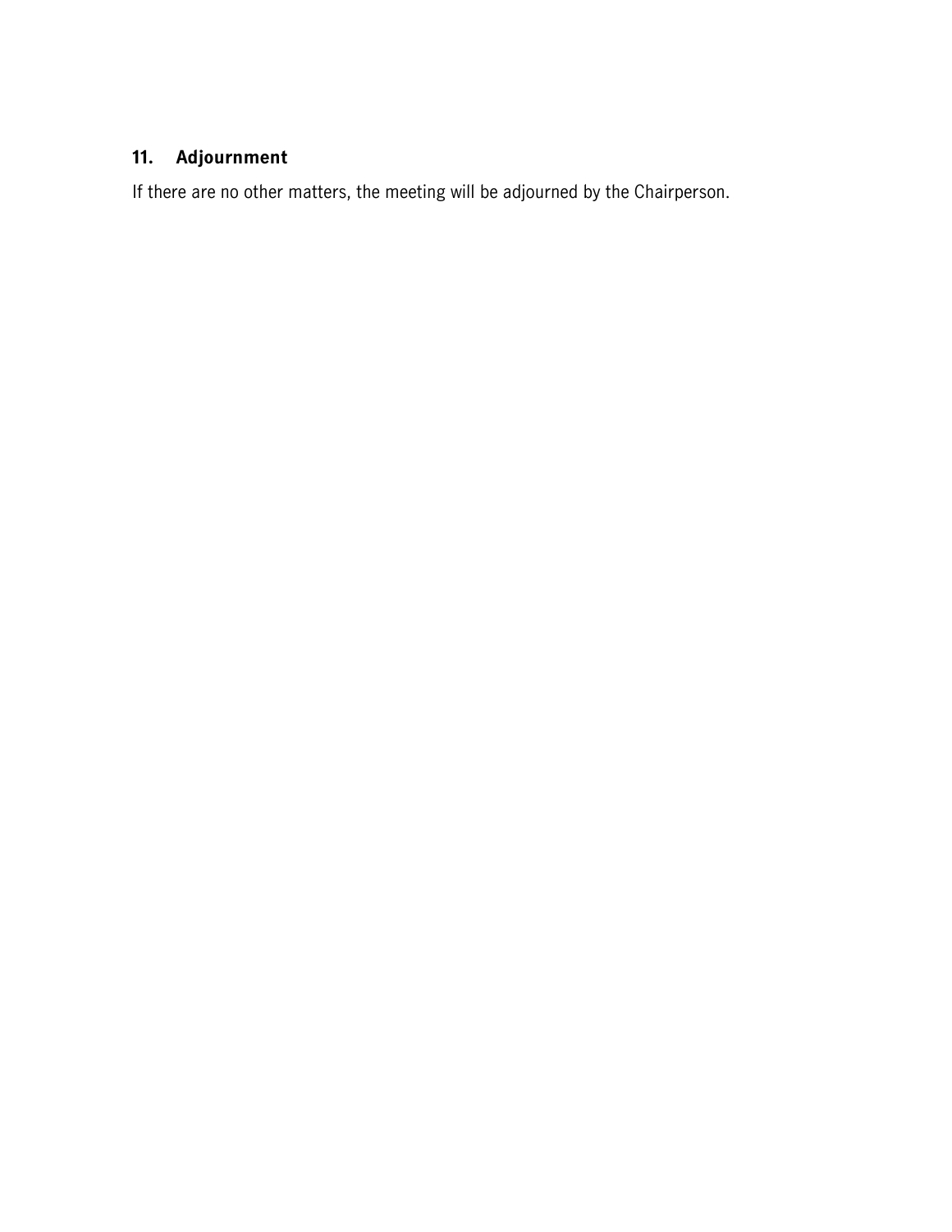## 11. Adjournment

If there are no other matters, the meeting will be adjourned by the Chairperson.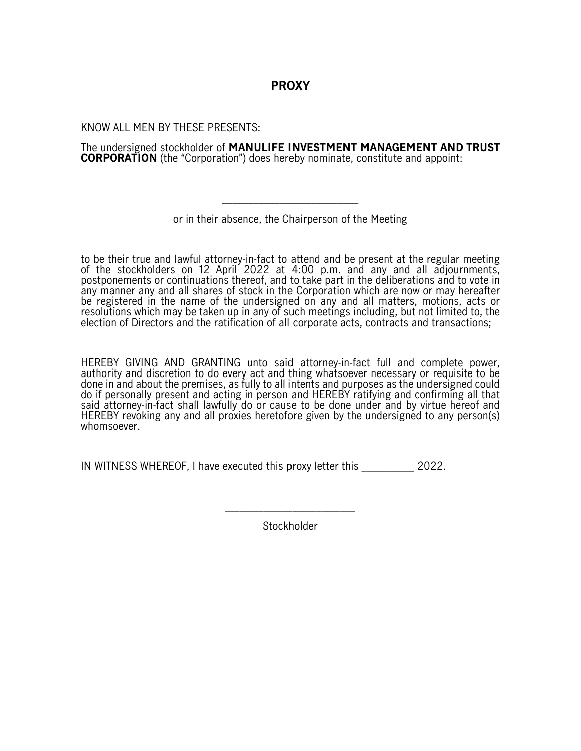# PROXY

KNOW ALL MEN BY THESE PRESENTS:

The undersigned stockholder of **MANULIFE INVESTMENT MANAGEMENT AND TRUST CORPORATION** (the "Corporation") does hereby nominate, constitute and appoint:

\_\_\_\_\_\_\_\_\_\_\_\_\_\_\_\_\_\_\_\_\_\_\_\_

or in their absence, the Chairperson of the Meeting

to be their true and lawful attorney-in-fact to attend and be present at the regular meeting of the stockholders on 12 April 2022 at 4:00 p.m. and any and all adjournments, postponements or continuations thereof, and to take part in the deliberations and to vote in any manner any and all shares of stock in the Corporation which are now or may hereafter be registered in the name of the undersigned on any and all matters, motions, acts or resolutions which may be taken up in any of such meetings including, but not limited to, the election of Directors and the ratification of all corporate acts, contracts and transactions;

HEREBY GIVING AND GRANTING unto said attorney-in-fact full and complete power, authority and discretion to do every act and thing whatsoever necessary or requisite to be done in and about the premises, as fully to all intents and purposes as the undersigned could do if personally present and acting in person and HEREBY ratifying and confirming all that said attorney-in-fact shall lawfully do or cause to be done under and by virtue hereof and HEREBY revoking any and all proxies heretofore given by the undersigned to any person(s) whomsoever.

IN WITNESS WHEREOF, I have executed this proxy letter this \_\_\_\_\_\_\_\_\_ 2022.

\_\_\_\_\_\_\_\_\_\_\_\_\_\_\_\_\_\_\_\_\_\_\_\_

Stockholder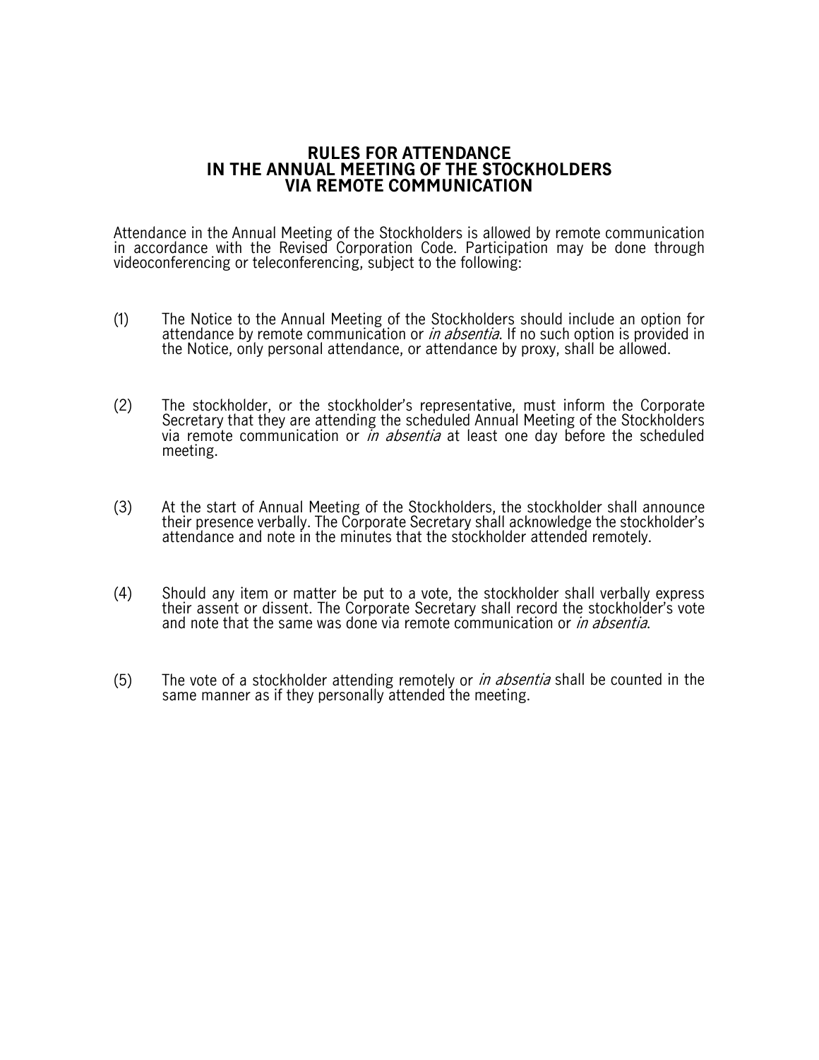# RULES FOR ATTENDANCE
# IN THE ANNUAL MEETING OF THE STOCKHOLDERS
# VIA REMOTE COMMUNICATION

Attendance in the Annual Meeting of the Stockholders is allowed by remote communication in accordance with the Revised Corporation Code. Participation may be done through videoconferencing or teleconferencing, subject to the following:

(1) The Notice to the Annual Meeting of the Stockholders should include an option for attendance by remote communication or *in absentia*. If no such option is provided in the Notice, only personal attendance, or attendance by proxy, shall be allowed.

(2) The stockholder, or the stockholder's representative, must inform the Corporate Secretary that they are attending the scheduled Annual Meeting of the Stockholders via remote communication or *in absentia* at least one day before the scheduled meeting.

(3) At the start of Annual Meeting of the Stockholders, the stockholder shall announce their presence verbally. The Corporate Secretary shall acknowledge the stockholder's attendance and note in the minutes that the stockholder attended remotely.

(4) Should any item or matter be put to a vote, the stockholder shall verbally express their assent or dissent. The Corporate Secretary shall record the stockholder's vote and note that the same was done via remote communication or *in absentia*.

(5) The vote of a stockholder attending remotely or *in absentia* shall be counted in the same manner as if they personally attended the meeting.